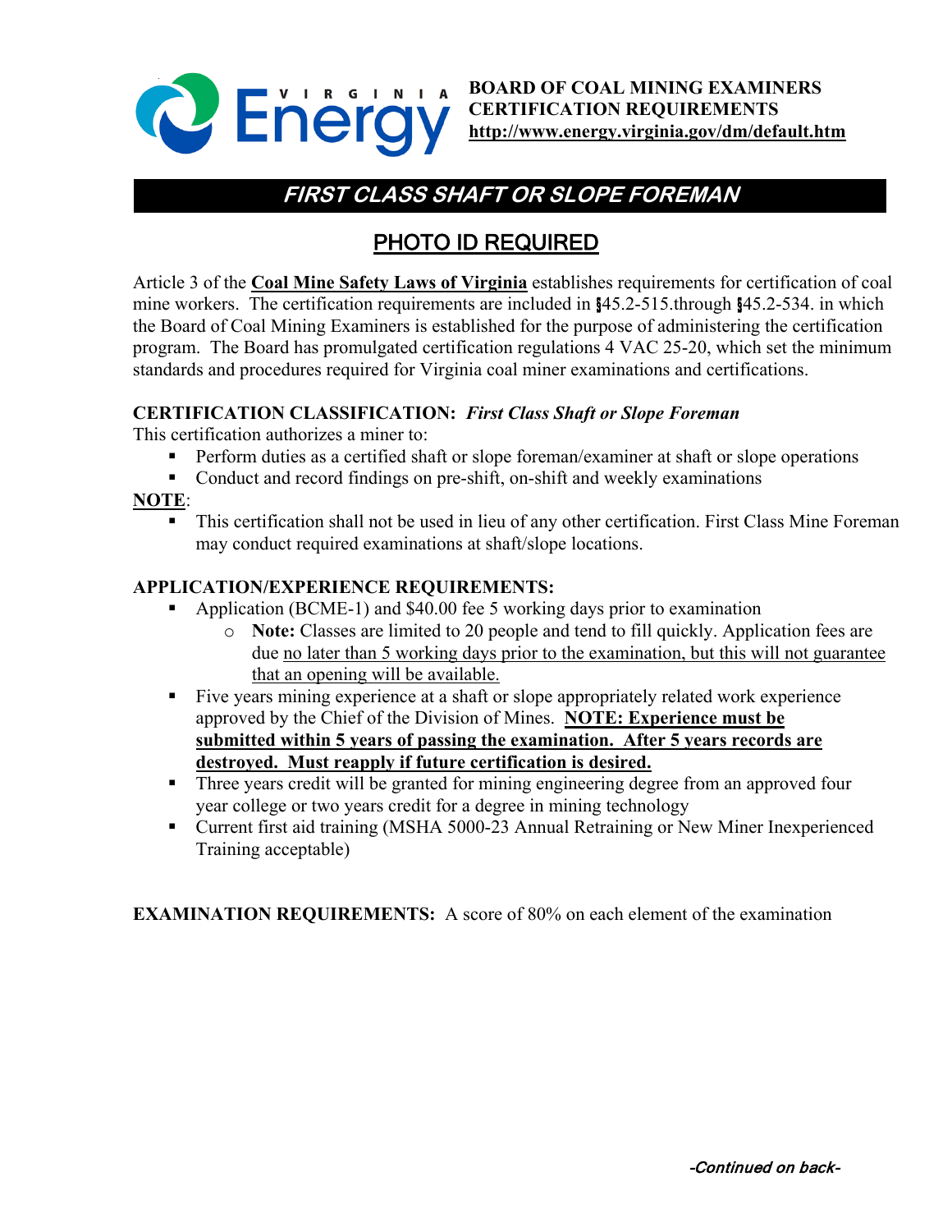**BOARD OF COAL MINING EXAMINERS**
**CERTIFICATION REQUIREMENTS**
**http://www.energy.virginia.gov/dm/default.htm**

# *FIRST CLASS SHAFT OR SLOPE FOREMAN*

## PHOTO ID REQUIRED

Article 3 of the **Coal Mine Safety Laws of Virginia** establishes requirements for certification of coal mine workers. The certification requirements are included in §45.2-515.through §45.2-534. in which the Board of Coal Mining Examiners is established for the purpose of administering the certification program. The Board has promulgated certification regulations 4 VAC 25-20, which set the minimum standards and procedures required for Virginia coal miner examinations and certifications.

**CERTIFICATION CLASSIFICATION:** ***First Class Shaft or Slope Foreman***

This certification authorizes a miner to:

- Perform duties as a certified shaft or slope foreman/examiner at shaft or slope operations
- Conduct and record findings on pre-shift, on-shift and weekly examinations

**NOTE**:

- This certification shall not be used in lieu of any other certification. First Class Mine Foreman may conduct required examinations at shaft/slope locations.

**APPLICATION/EXPERIENCE REQUIREMENTS:**

- Application (BCME-1) and $40.00 fee 5 working days prior to examination
  - **Note:** Classes are limited to 20 people and tend to fill quickly. Application fees are due no later than 5 working days prior to the examination, but this will not guarantee that an opening will be available.
- Five years mining experience at a shaft or slope appropriately related work experience approved by the Chief of the Division of Mines. **NOTE: Experience must be submitted within 5 years of passing the examination. After 5 years records are destroyed. Must reapply if future certification is desired.**
- Three years credit will be granted for mining engineering degree from an approved four year college or two years credit for a degree in mining technology
- Current first aid training (MSHA 5000-23 Annual Retraining or New Miner Inexperienced Training acceptable)

**EXAMINATION REQUIREMENTS:** A score of 80% on each element of the examination

*-Continued on back-*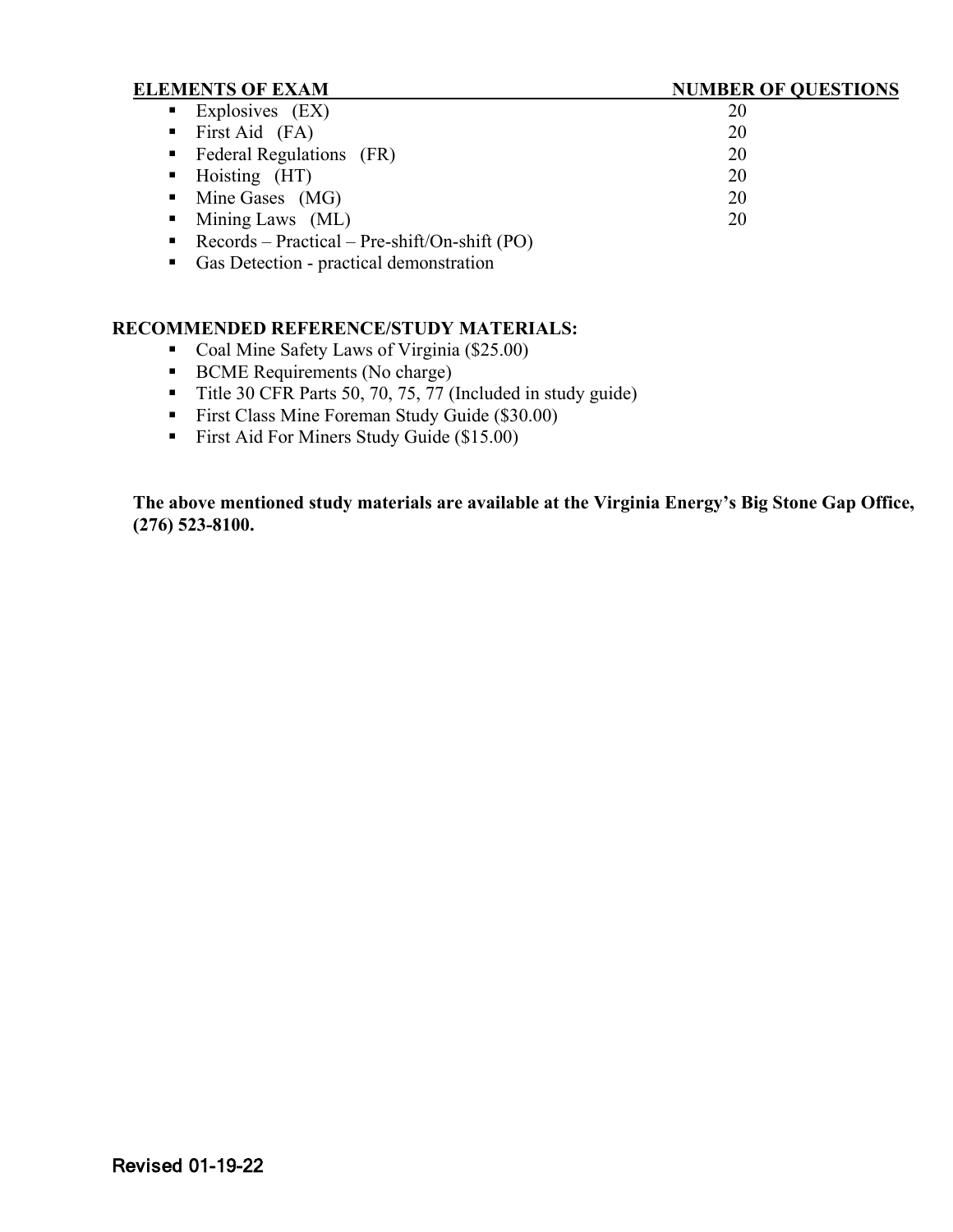| ELEMENTS OF EXAM | NUMBER OF QUESTIONS |
|---|---|
| ▪ Explosives (EX) | 20 |
| ▪ First Aid (FA) | 20 |
| ▪ Federal Regulations (FR) | 20 |
| ▪ Hoisting (HT) | 20 |
| ▪ Mine Gases (MG) | 20 |
| ▪ Mining Laws (ML) | 20 |
| ▪ Records – Practical – Pre-shift/On-shift (PO) | |
| ▪ Gas Detection - practical demonstration | |

**RECOMMENDED REFERENCE/STUDY MATERIALS:**

- Coal Mine Safety Laws of Virginia ($25.00)
- BCME Requirements (No charge)
- Title 30 CFR Parts 50, 70, 75, 77 (Included in study guide)
- First Class Mine Foreman Study Guide ($30.00)
- First Aid For Miners Study Guide ($15.00)

**The above mentioned study materials are available at the Virginia Energy's Big Stone Gap Office, (276) 523-8100.**

Revised 01-19-22